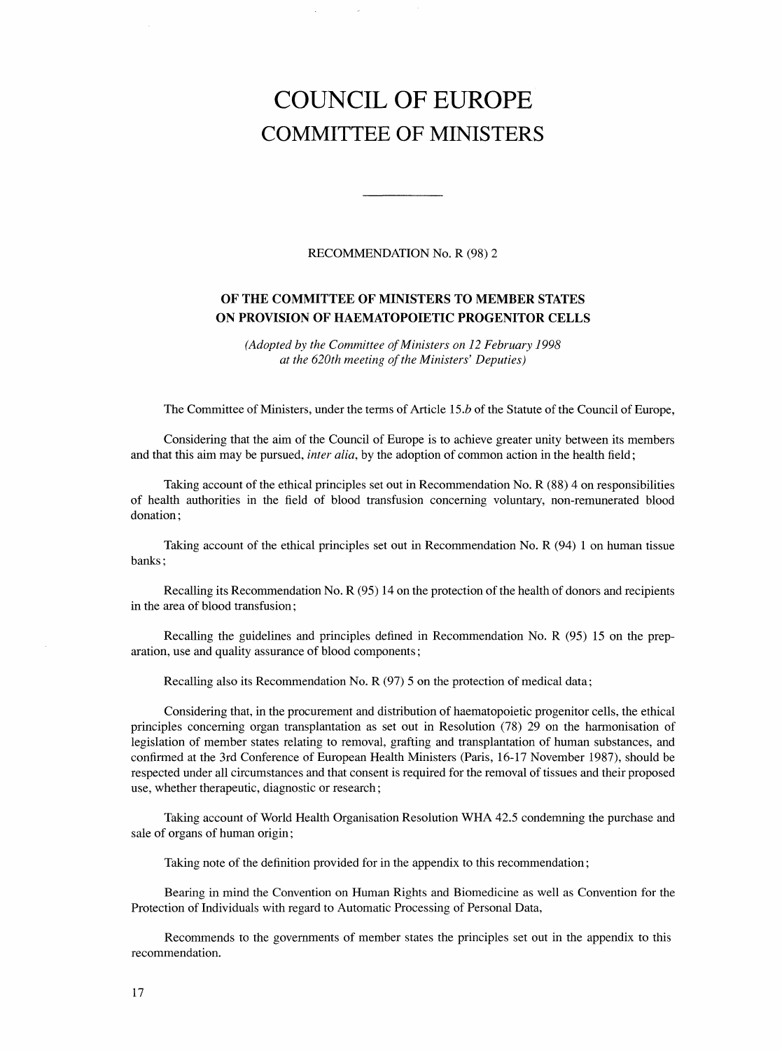# COUNCIL OF EUROPE

## COMMITTEE OF MINISTERS

RECOMMENDATION No. R (98) 2

**OF THE COMMITTEE OF MINISTERS TO MEMBER STATES ON PROVISION OF HAEMATOPOIETIC PROGENITOR CELLS**

*(Adopted by the Committee of Ministers on 12 February 1998 at the 620th meeting of the Ministers' Deputies)*

The Committee of Ministers, under the terms of Article 15.*b* of the Statute of the Council of Europe,

Considering that the aim of the Council of Europe is to achieve greater unity between its members and that this aim may be pursued, *inter alia*, by the adoption of common action in the health field;

Taking account of the ethical principles set out in Recommendation No. R (88) 4 on responsibilities of health authorities in the field of blood transfusion concerning voluntary, non-remunerated blood donation;

Taking account of the ethical principles set out in Recommendation No. R (94) 1 on human tissue banks;

Recalling its Recommendation No. R (95) 14 on the protection of the health of donors and recipients in the area of blood transfusion;

Recalling the guidelines and principles defined in Recommendation No. R (95) 15 on the preparation, use and quality assurance of blood components;

Recalling also its Recommendation No. R (97) 5 on the protection of medical data;

Considering that, in the procurement and distribution of haematopoietic progenitor cells, the ethical principles concerning organ transplantation as set out in Resolution (78) 29 on the harmonisation of legislation of member states relating to removal, grafting and transplantation of human substances, and confirmed at the 3rd Conference of European Health Ministers (Paris, 16-17 November 1987), should be respected under all circumstances and that consent is required for the removal of tissues and their proposed use, whether therapeutic, diagnostic or research;

Taking account of World Health Organisation Resolution WHA 42.5 condemning the purchase and sale of organs of human origin;

Taking note of the definition provided for in the appendix to this recommendation;

Bearing in mind the Convention on Human Rights and Biomedicine as well as Convention for the Protection of Individuals with regard to Automatic Processing of Personal Data,

Recommends to the governments of member states the principles set out in the appendix to this recommendation.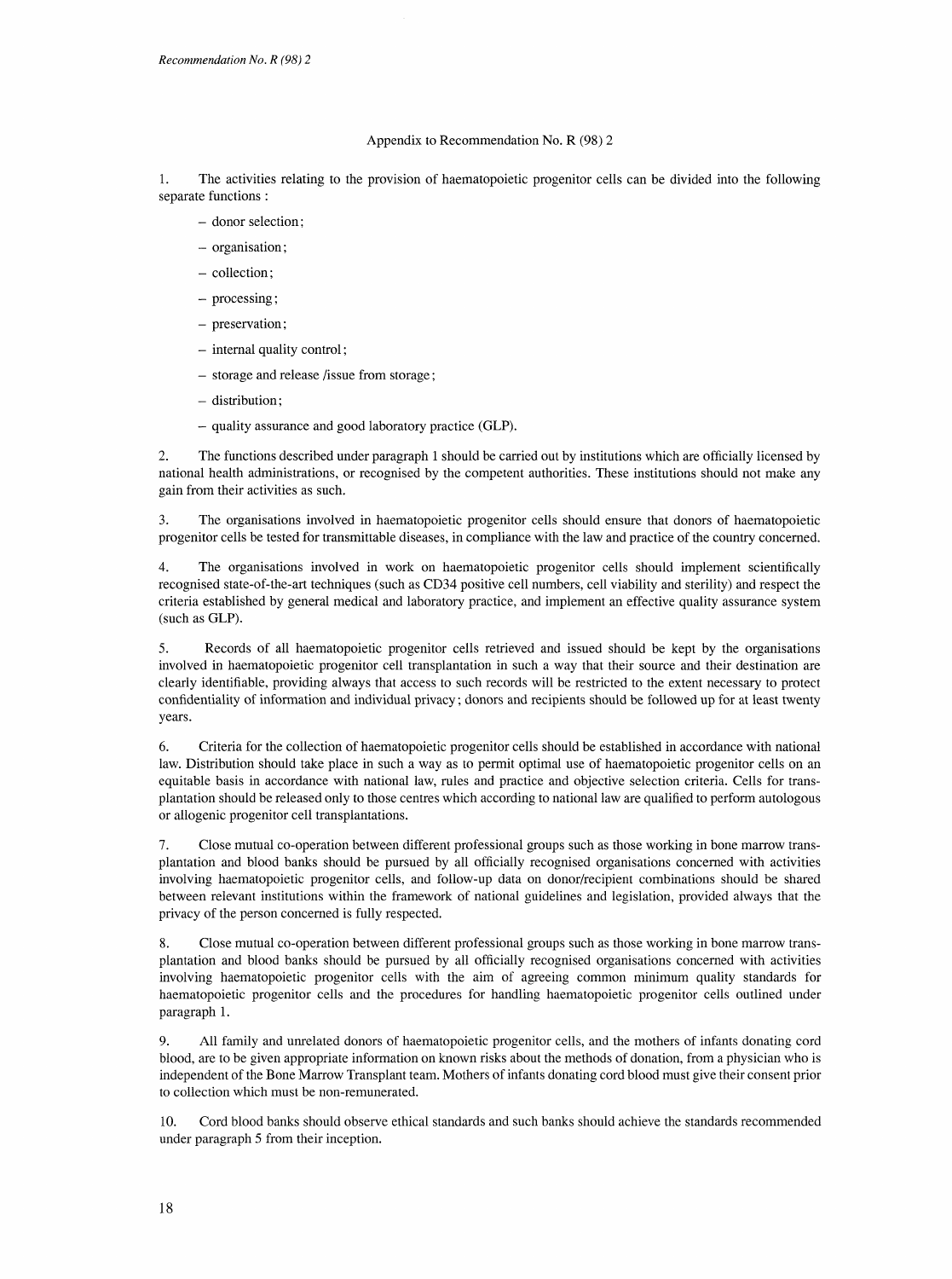## Appendix to Recommendation No. R (98) 2

1. The activities relating to the provision of haematopoietic progenitor cells can be divided into the following separate functions :

   - donor selection;
   - organisation;
   - collection;
   - processing;
   - preservation;
   - internal quality control;
   - storage and release /issue from storage;
   - distribution;
   - quality assurance and good laboratory practice (GLP).

2. The functions described under paragraph 1 should be carried out by institutions which are officially licensed by national health administrations, or recognised by the competent authorities. These institutions should not make any gain from their activities as such.

3. The organisations involved in haematopoietic progenitor cells should ensure that donors of haematopoietic progenitor cells be tested for transmittable diseases, in compliance with the law and practice of the country concerned.

4. The organisations involved in work on haematopoietic progenitor cells should implement scientifically recognised state-of-the-art techniques (such as CD34 positive cell numbers, cell viability and sterility) and respect the criteria established by general medical and laboratory practice, and implement an effective quality assurance system (such as GLP).

5. Records of all haematopoietic progenitor cells retrieved and issued should be kept by the organisations involved in haematopoietic progenitor cell transplantation in such a way that their source and their destination are clearly identifiable, providing always that access to such records will be restricted to the extent necessary to protect confidentiality of information and individual privacy; donors and recipients should be followed up for at least twenty years.

6. Criteria for the collection of haematopoietic progenitor cells should be established in accordance with national law. Distribution should take place in such a way as to permit optimal use of haematopoietic progenitor cells on an equitable basis in accordance with national law, rules and practice and objective selection criteria. Cells for transplantation should be released only to those centres which according to national law are qualified to perform autologous or allogenic progenitor cell transplantations.

7. Close mutual co-operation between different professional groups such as those working in bone marrow transplantation and blood banks should be pursued by all officially recognised organisations concerned with activities involving haematopoietic progenitor cells, and follow-up data on donor/recipient combinations should be shared between relevant institutions within the framework of national guidelines and legislation, provided always that the privacy of the person concerned is fully respected.

8. Close mutual co-operation between different professional groups such as those working in bone marrow transplantation and blood banks should be pursued by all officially recognised organisations concerned with activities involving haematopoietic progenitor cells with the aim of agreeing common minimum quality standards for haematopoietic progenitor cells and the procedures for handling haematopoietic progenitor cells outlined under paragraph 1.

9. All family and unrelated donors of haematopoietic progenitor cells, and the mothers of infants donating cord blood, are to be given appropriate information on known risks about the methods of donation, from a physician who is independent of the Bone Marrow Transplant team. Mothers of infants donating cord blood must give their consent prior to collection which must be non-remunerated.

10. Cord blood banks should observe ethical standards and such banks should achieve the standards recommended under paragraph 5 from their inception.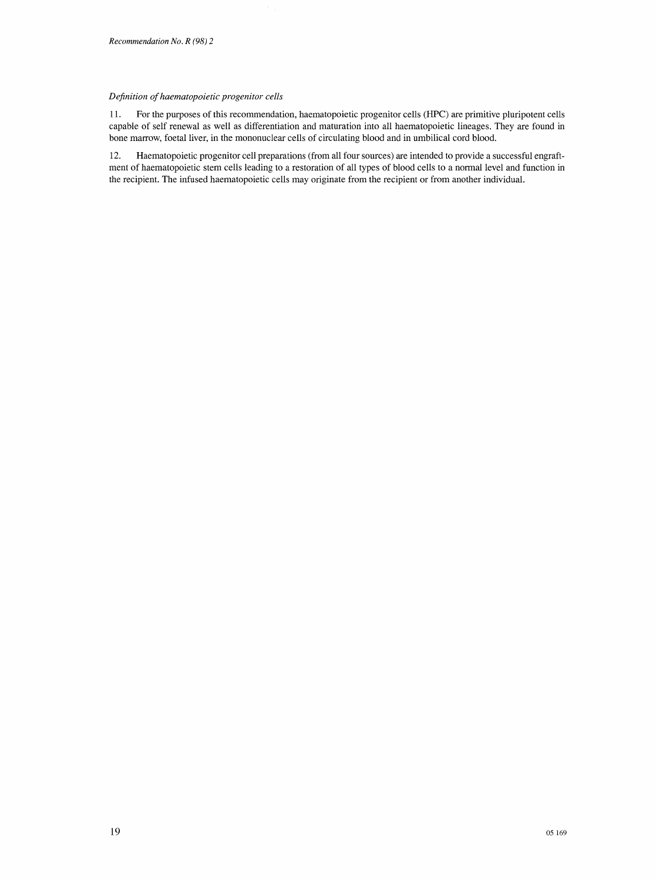*Definition of haematopoietic progenitor cells*

11. For the purposes of this recommendation, haematopoietic progenitor cells (HPC) are primitive pluripotent cells capable of self renewal as well as differentiation and maturation into all haematopoietic lineages. They are found in bone marrow, foetal liver, in the mononuclear cells of circulating blood and in umbilical cord blood.

12. Haematopoietic progenitor cell preparations (from all four sources) are intended to provide a successful engraftment of haematopoietic stem cells leading to a restoration of all types of blood cells to a normal level and function in the recipient. The infused haematopoietic cells may originate from the recipient or from another individual.